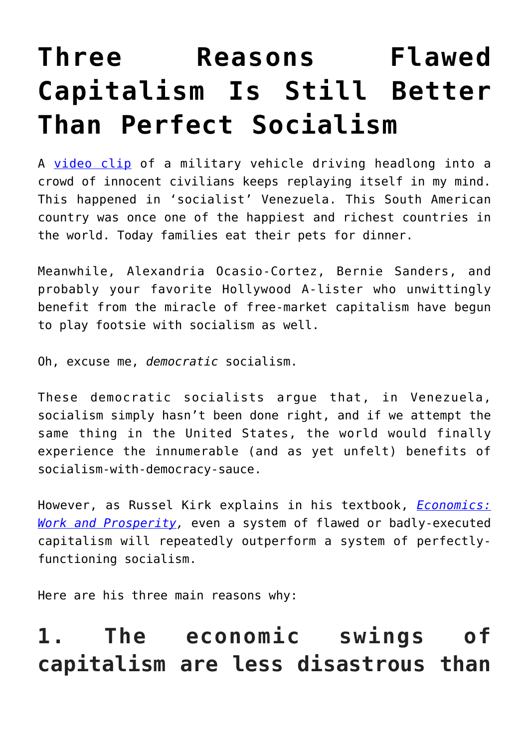# Three Reasons Flawed Capitalism Is Still Better Than Perfect Socialism

A video clip of a military vehicle driving headlong into a crowd of innocent civilians keeps replaying itself in my mind. This happened in 'socialist' Venezuela. This South American country was once one of the happiest and richest countries in the world. Today families eat their pets for dinner.

Meanwhile, Alexandria Ocasio-Cortez, Bernie Sanders, and probably your favorite Hollywood A-lister who unwittingly benefit from the miracle of free-market capitalism have begun to play footsie with socialism as well.

Oh, excuse me, *democratic* socialism.

These democratic socialists argue that, in Venezuela, socialism simply hasn't been done right, and if we attempt the same thing in the United States, the world would finally experience the innumerable (and as yet unfelt) benefits of socialism-with-democracy-sauce.

However, as Russel Kirk explains in his textbook, *Economics: Work and Prosperity*, even a system of flawed or badly-executed capitalism will repeatedly outperform a system of perfectly-functioning socialism.

Here are his three main reasons why:

## 1. The economic swings of capitalism are less disastrous than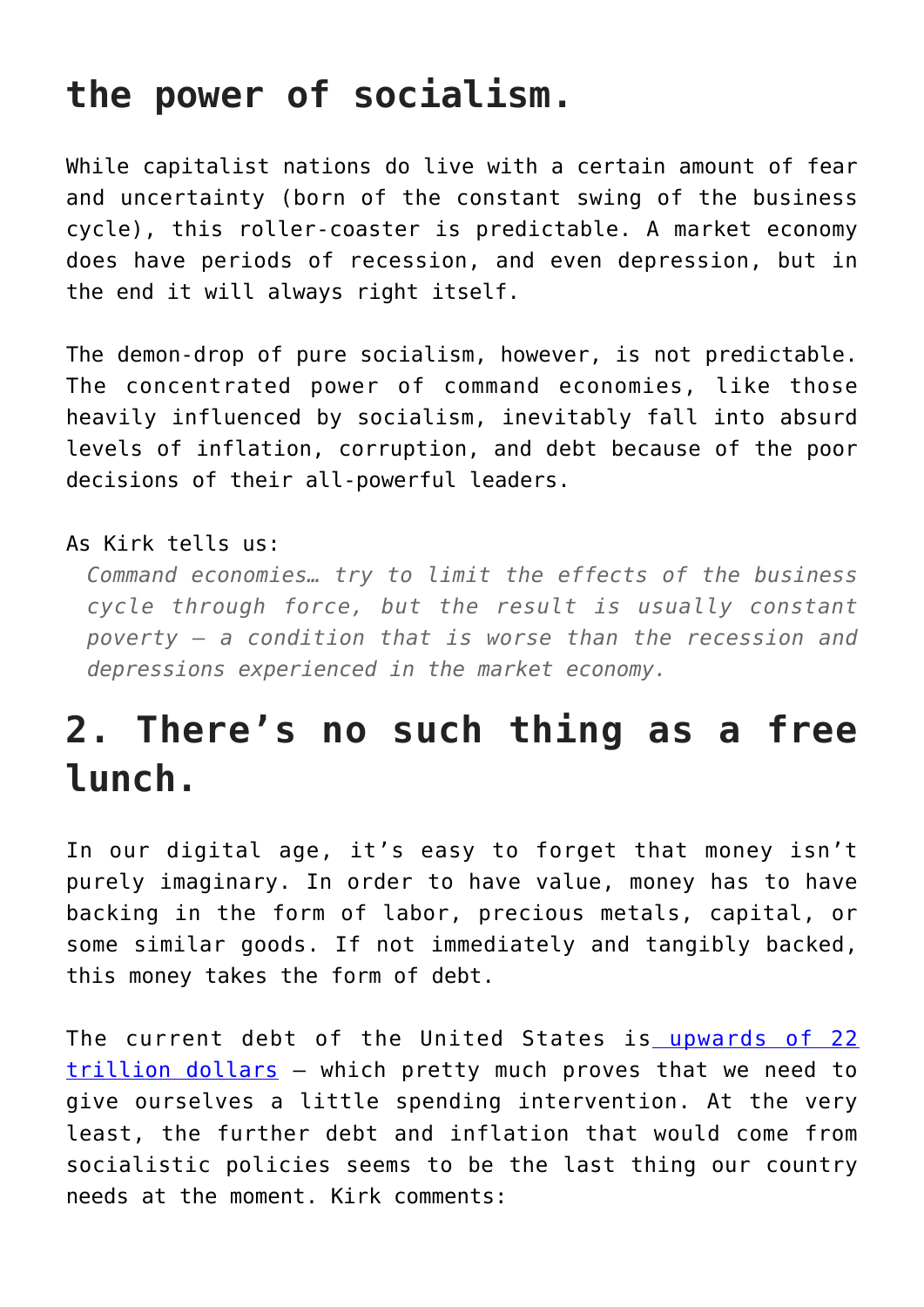## the power of socialism.

While capitalist nations do live with a certain amount of fear and uncertainty (born of the constant swing of the business cycle), this roller-coaster is predictable. A market economy does have periods of recession, and even depression, but in the end it will always right itself.

The demon-drop of pure socialism, however, is not predictable. The concentrated power of command economies, like those heavily influenced by socialism, inevitably fall into absurd levels of inflation, corruption, and debt because of the poor decisions of their all-powerful leaders.

As Kirk tells us:

> *Command economies… try to limit the effects of the business cycle through force, but the result is usually constant poverty – a condition that is worse than the recession and depressions experienced in the market economy.*

## 2. There's no such thing as a free lunch.

In our digital age, it's easy to forget that money isn't purely imaginary. In order to have value, money has to have backing in the form of labor, precious metals, capital, or some similar goods. If not immediately and tangibly backed, this money takes the form of debt.

The current debt of the United States is [upwards of 22 trillion dollars](#) – which pretty much proves that we need to give ourselves a little spending intervention. At the very least, the further debt and inflation that would come from socialistic policies seems to be the last thing our country needs at the moment. Kirk comments: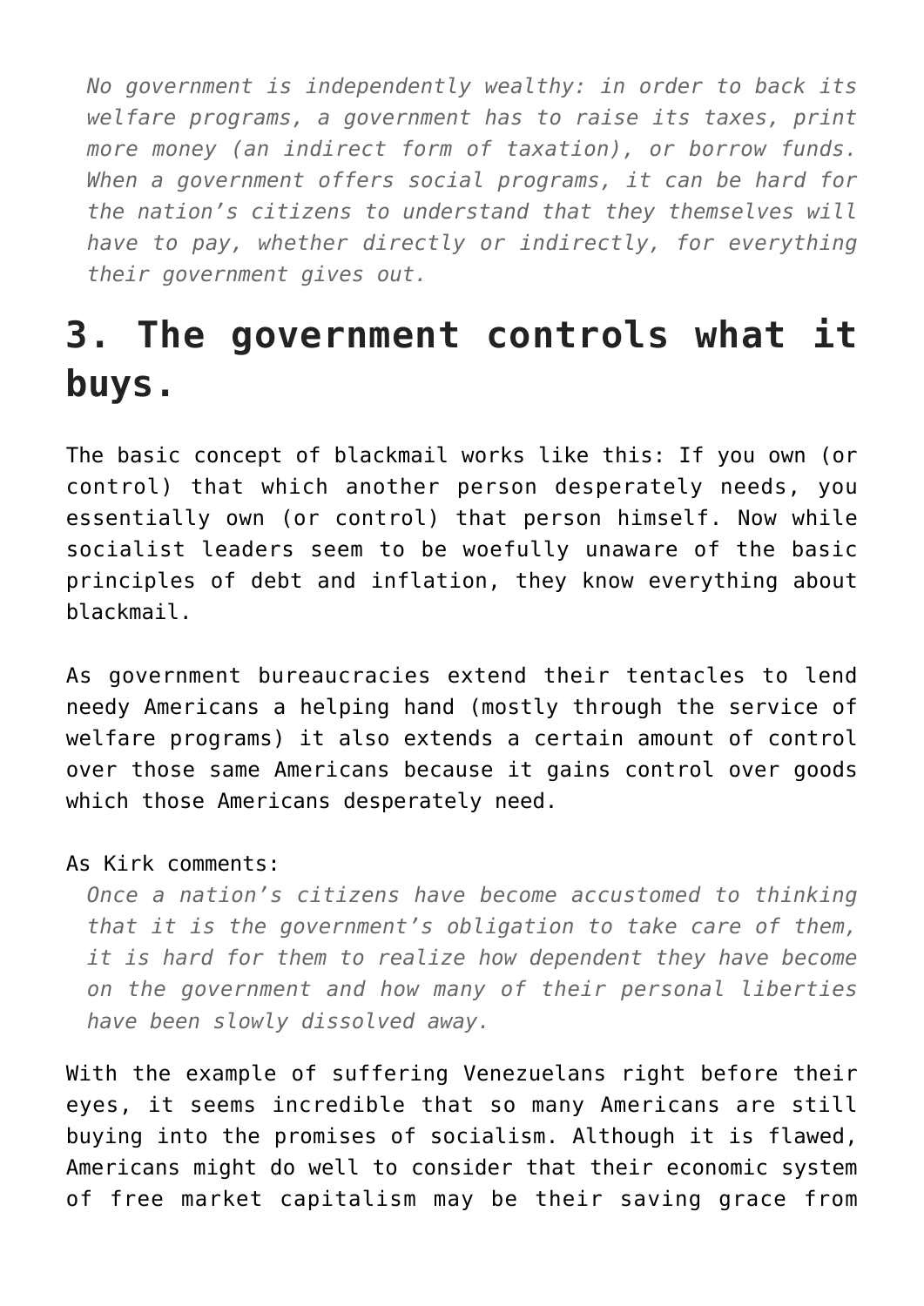> *No government is independently wealthy: in order to back its welfare programs, a government has to raise its taxes, print more money (an indirect form of taxation), or borrow funds. When a government offers social programs, it can be hard for the nation's citizens to understand that they themselves will have to pay, whether directly or indirectly, for everything their government gives out.*

## 3. The government controls what it buys.

The basic concept of blackmail works like this: If you own (or control) that which another person desperately needs, you essentially own (or control) that person himself. Now while socialist leaders seem to be woefully unaware of the basic principles of debt and inflation, they know everything about blackmail.

As government bureaucracies extend their tentacles to lend needy Americans a helping hand (mostly through the service of welfare programs) it also extends a certain amount of control over those same Americans because it gains control over goods which those Americans desperately need.

As Kirk comments:

> *Once a nation's citizens have become accustomed to thinking that it is the government's obligation to take care of them, it is hard for them to realize how dependent they have become on the government and how many of their personal liberties have been slowly dissolved away.*

With the example of suffering Venezuelans right before their eyes, it seems incredible that so many Americans are still buying into the promises of socialism. Although it is flawed, Americans might do well to consider that their economic system of free market capitalism may be their saving grace from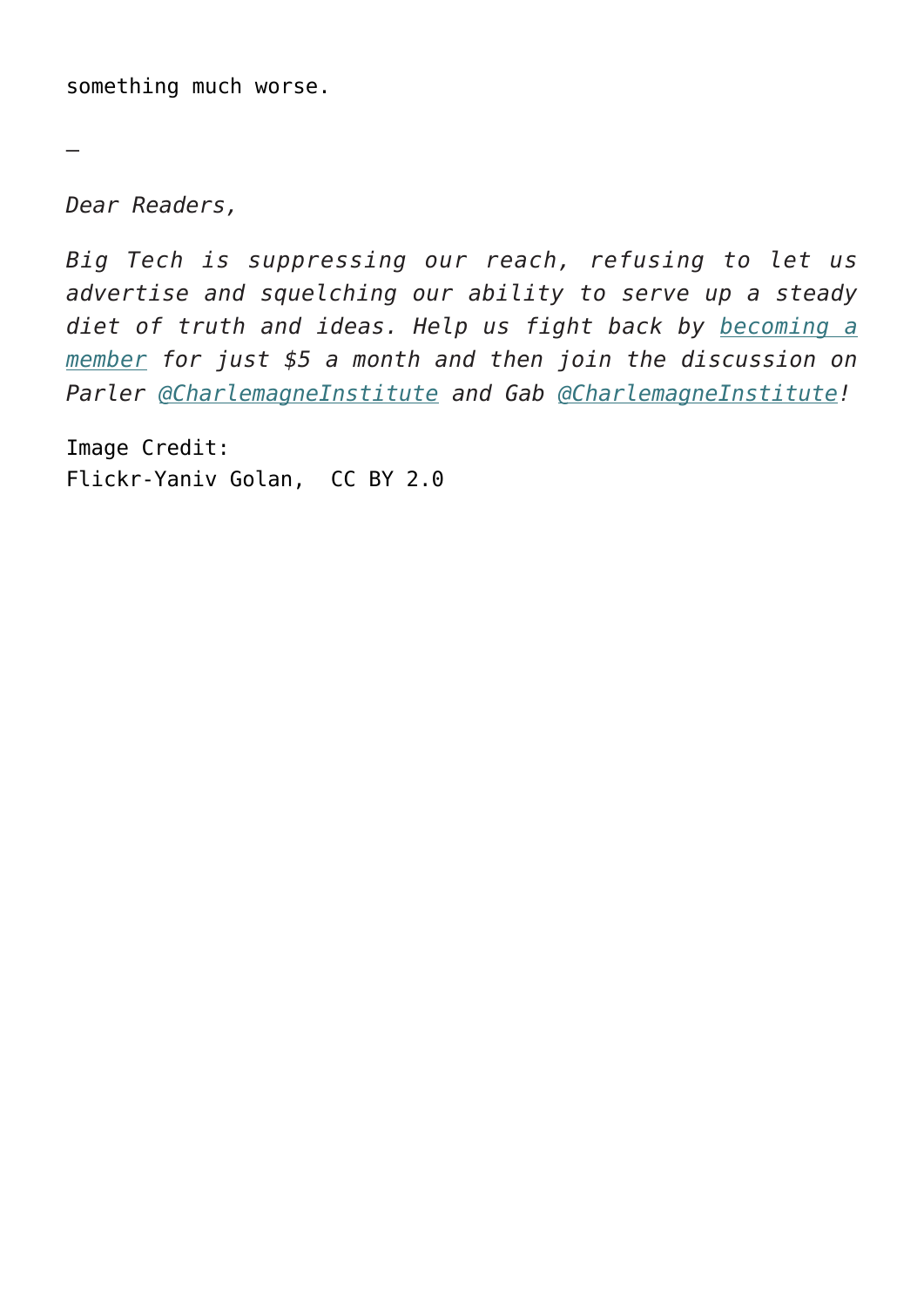something much worse.

—

*Dear Readers,*

*Big Tech is suppressing our reach, refusing to let us advertise and squelching our ability to serve up a steady diet of truth and ideas. Help us fight back by [becoming a member](#) for just $5 a month and then join the discussion on Parler [@CharlemagneInstitute](#) and Gab [@CharlemagneInstitute](#)!*

Image Credit:  
Flickr-Yaniv Golan, CC BY 2.0